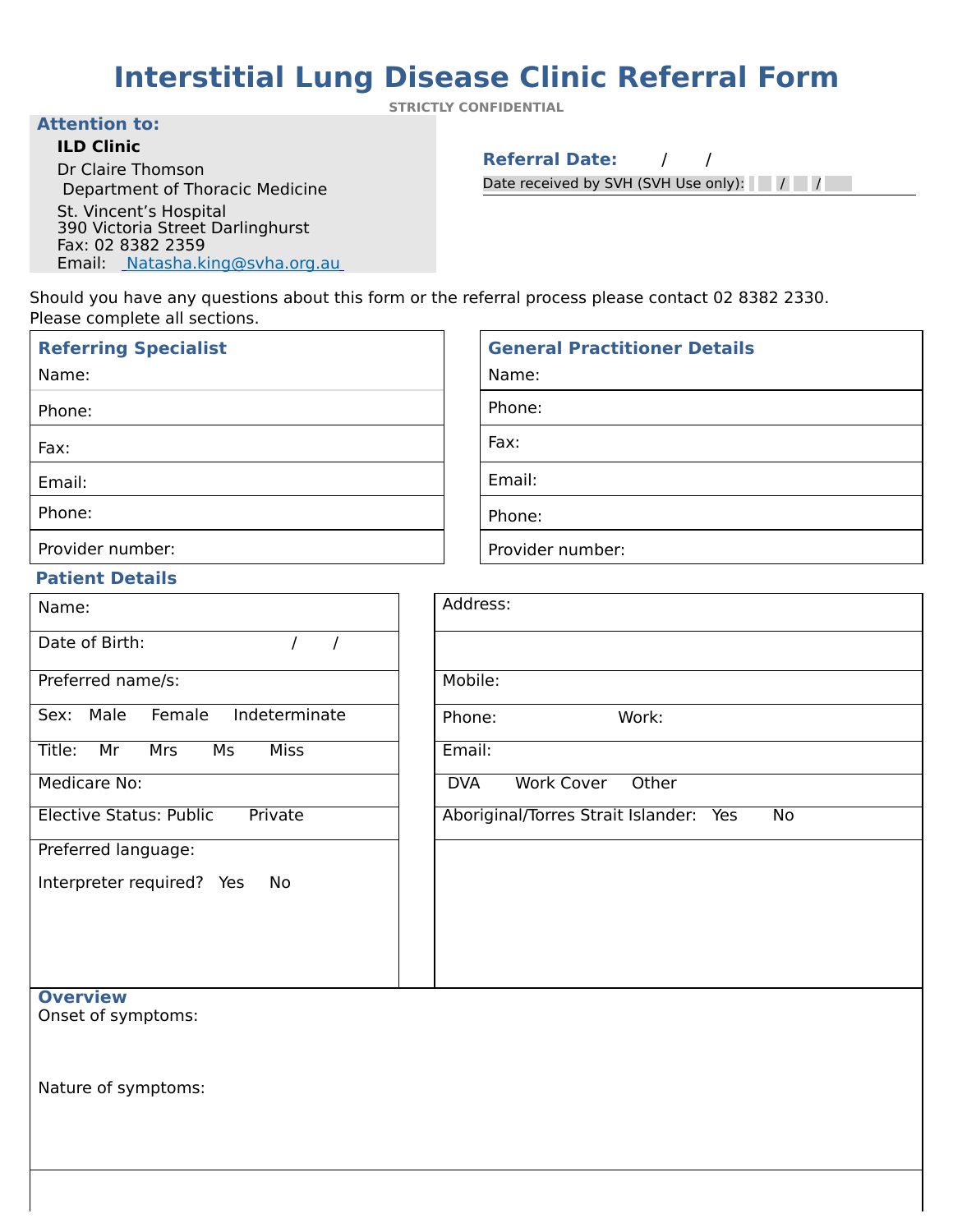# Interstitial Lung Disease Clinic Referral Form

STRICTLY CONFIDENTIAL

**Attention to:**

**ILD Clinic**

Dr Claire Thomson
Department of Thoracic Medicine
St. Vincent's Hospital
390 Victoria Street Darlinghurst
Fax: 02 8382 2359
Email: Natasha.king@svha.org.au

**Referral Date:** / /

Date received by SVH (SVH Use only): / /

Should you have any questions about this form or the referral process please contact 02 8382 2330.
Please complete all sections.

| Referring Specialist | General Practitioner Details |
|---|---|
| Name: | Name: |
| Phone: | Phone: |
| Fax: | Fax: |
| Email: | Email: |
| Phone: | Phone: |
| Provider number: | Provider number: |

## Patient Details

| | |
|---|---|
| Name: | Address: |
| Date of Birth: / / | |
| Preferred name/s: | Mobile: |
| Sex: Male Female Indeterminate | Phone: Work: |
| Title: Mr Mrs Ms Miss | Email: |
| Medicare No: | DVA Work Cover Other |
| Elective Status: Public Private | Aboriginal/Torres Strait Islander: Yes No |
| Preferred language: Interpreter required? Yes No | |

## Overview

Onset of symptoms:

Nature of symptoms: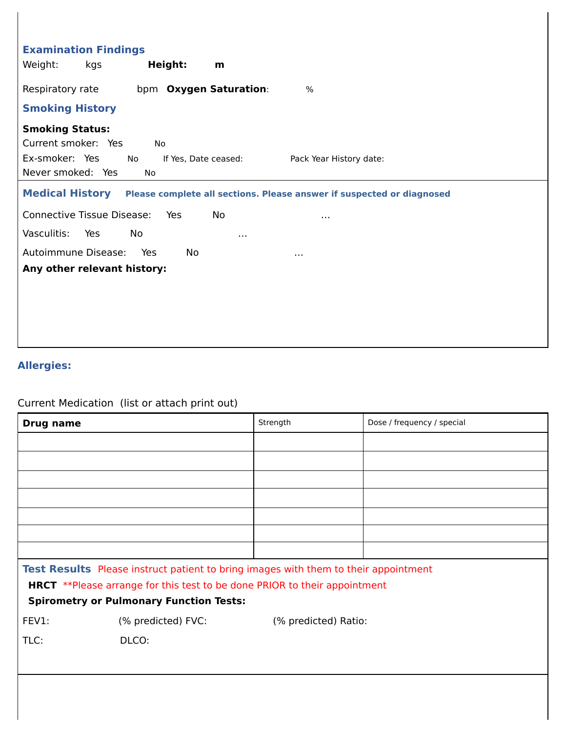## Examination Findings

Weight: kgs **Height:** **m**

Respiratory rate bpm **Oxygen Saturation**: %

## Smoking History

**Smoking Status:**

Current smoker: Yes No

Ex-smoker: Yes No If Yes, Date ceased: Pack Year History date:

Never smoked: Yes No

## Medical History

**Please complete all sections. Please answer if suspected or diagnosed**

Connective Tissue Disease: Yes No …

Vasculitis: Yes No …

Autoimmune Disease: Yes No …

**Any other relevant history:**

## Allergies:

Current Medication (list or attach print out)

| Drug name | Strength | Dose / frequency / special |
|---|---|---|
| | | |
| | | |
| | | |
| | | |
| | | |
| | | |
| | | |

## Test Results

Please instruct patient to bring images with them to their appointment

**HRCT** **Please arrange for this test to be done PRIOR to their appointment

**Spirometry or Pulmonary Function Tests:**

FEV1: (% predicted) FVC: (% predicted) Ratio:

TLC: DLCO: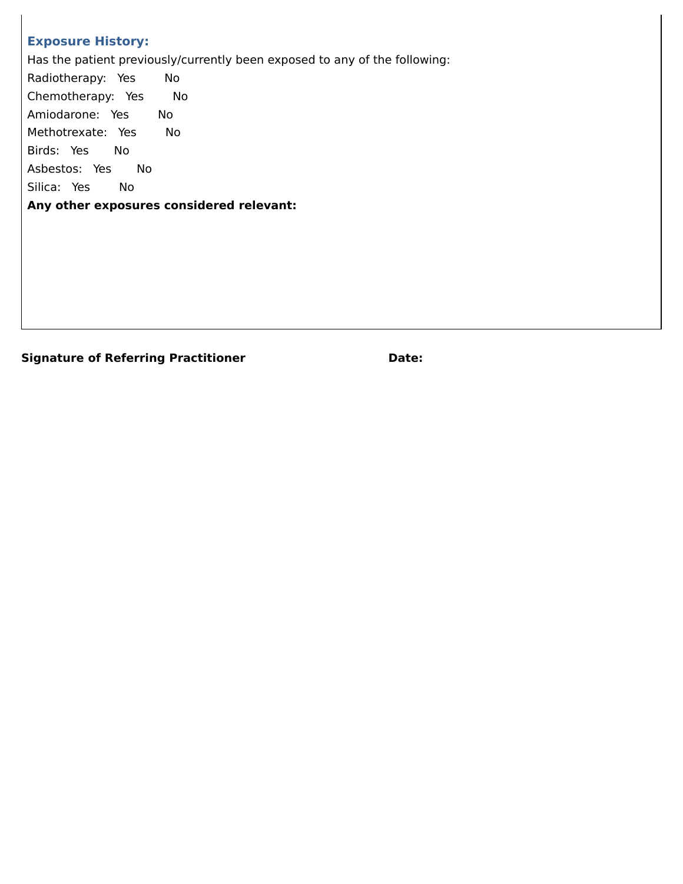### Exposure History:

Has the patient previously/currently been exposed to any of the following:

Radiotherapy: Yes No

Chemotherapy: Yes No

Amiodarone: Yes No

Methotrexate: Yes No

Birds: Yes No

Asbestos: Yes No

Silica: Yes No

**Any other exposures considered relevant:**

**Signature of Referring Practitioner** **Date:**